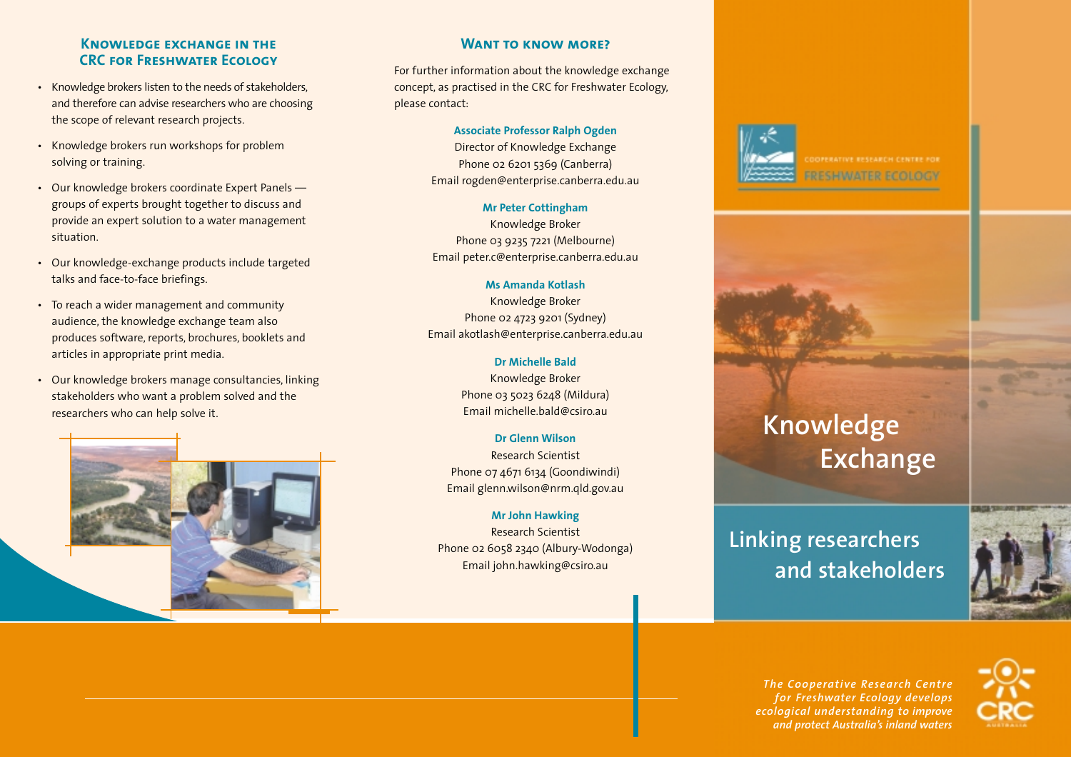## Knowledge exchange in the CRC for Freshwater Ecology

- Knowledge brokers listen to the needs of stakeholders, and therefore can advise researchers who are choosing the scope of relevant research projects.
- Knowledge brokers run workshops for problem solving or training.
- Our knowledge brokers coordinate Expert Panels — groups of experts brought together to discuss and provide an expert solution to a water management situation.
- Our knowledge-exchange products include targeted talks and face-to-face briefings.
- To reach a wider management and community audience, the knowledge exchange team also produces software, reports, brochures, booklets and articles in appropriate print media.
- Our knowledge brokers manage consultancies, linking stakeholders who want a problem solved and the researchers who can help solve it.

## Want to know more?

For further information about the knowledge exchange concept, as practised in the CRC for Freshwater Ecology, please contact:

**Associate Professor Ralph Ogden**
Director of Knowledge Exchange
Phone 02 6201 5369 (Canberra)
Email rogden@enterprise.canberra.edu.au

**Mr Peter Cottingham**
Knowledge Broker
Phone 03 9235 7221 (Melbourne)
Email peter.c@enterprise.canberra.edu.au

**Ms Amanda Kotlash**
Knowledge Broker
Phone 02 4723 9201 (Sydney)
Email akotlash@enterprise.canberra.edu.au

**Dr Michelle Bald**
Knowledge Broker
Phone 03 5023 6248 (Mildura)
Email michelle.bald@csiro.au

**Dr Glenn Wilson**
Research Scientist
Phone 07 4671 6134 (Goondiwindi)
Email glenn.wilson@nrm.qld.gov.au

**Mr John Hawking**
Research Scientist
Phone 02 6058 2340 (Albury-Wodonga)
Email john.hawking@csiro.au

COOPERATIVE RESEARCH CENTRE FOR FRESHWATER ECOLOGY

# Knowledge Exchange

## Linking researchers and stakeholders

*The Cooperative Research Centre for Freshwater Ecology develops ecological understanding to improve and protect Australia's inland waters*

CRC AUSTRALIA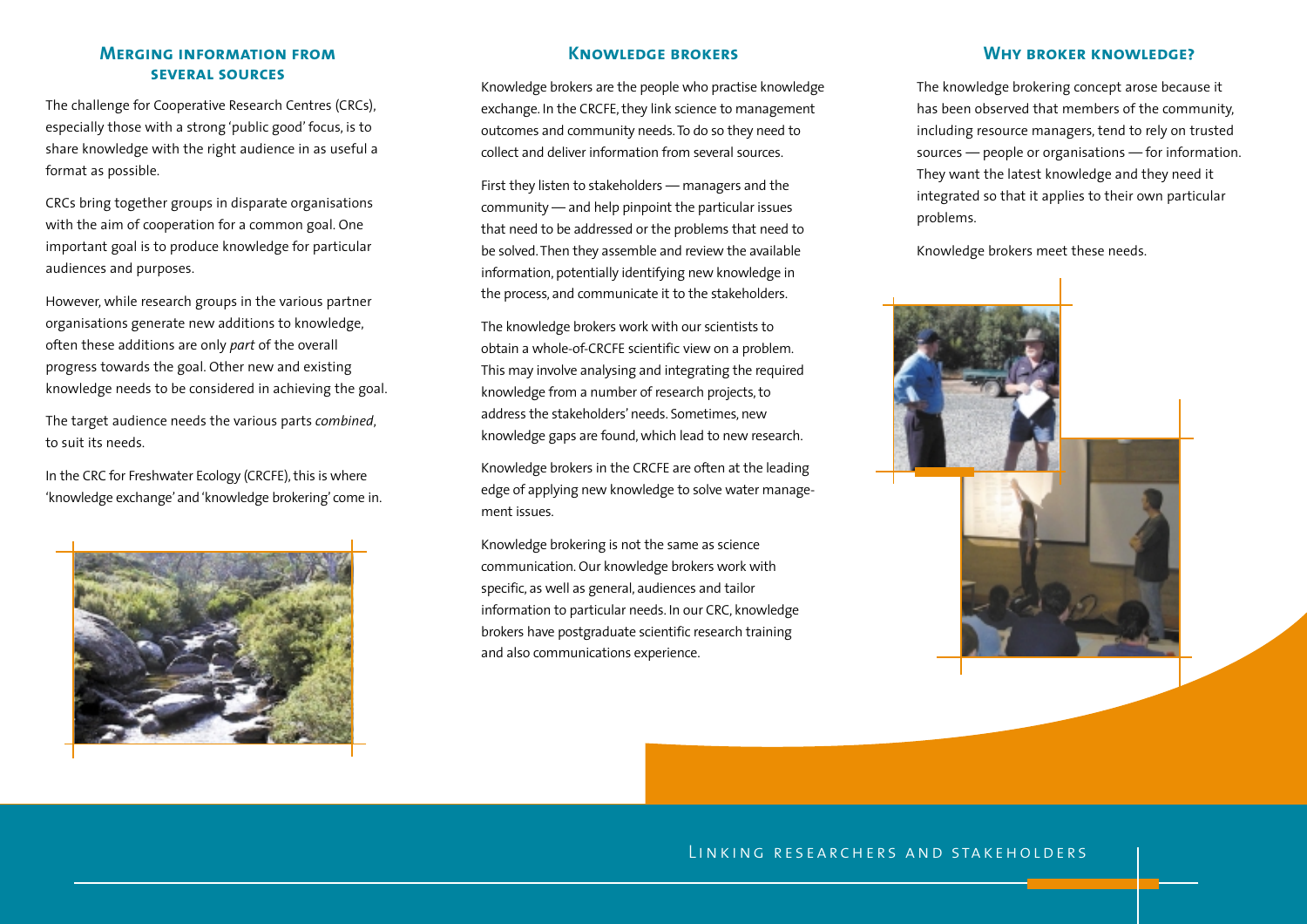## Merging information from several sources

The challenge for Cooperative Research Centres (CRCs), especially those with a strong 'public good' focus, is to share knowledge with the right audience in as useful a format as possible.

CRCs bring together groups in disparate organisations with the aim of cooperation for a common goal. One important goal is to produce knowledge for particular audiences and purposes.

However, while research groups in the various partner organisations generate new additions to knowledge, often these additions are only *part* of the overall progress towards the goal. Other new and existing knowledge needs to be considered in achieving the goal.

The target audience needs the various parts *combined*, to suit its needs.

In the CRC for Freshwater Ecology (CRCFE), this is where 'knowledge exchange' and 'knowledge brokering' come in.

## Knowledge brokers

Knowledge brokers are the people who practise knowledge exchange. In the CRCFE, they link science to management outcomes and community needs. To do so they need to collect and deliver information from several sources.

First they listen to stakeholders — managers and the community — and help pinpoint the particular issues that need to be addressed or the problems that need to be solved. Then they assemble and review the available information, potentially identifying new knowledge in the process, and communicate it to the stakeholders.

The knowledge brokers work with our scientists to obtain a whole-of-CRCFE scientific view on a problem. This may involve analysing and integrating the required knowledge from a number of research projects, to address the stakeholders' needs. Sometimes, new knowledge gaps are found, which lead to new research.

Knowledge brokers in the CRCFE are often at the leading edge of applying new knowledge to solve water management issues.

Knowledge brokering is not the same as science communication. Our knowledge brokers work with specific, as well as general, audiences and tailor information to particular needs. In our CRC, knowledge brokers have postgraduate scientific research training and also communications experience.

## Why broker knowledge?

The knowledge brokering concept arose because it has been observed that members of the community, including resource managers, tend to rely on trusted sources — people or organisations — for information. They want the latest knowledge and they need it integrated so that it applies to their own particular problems.

Knowledge brokers meet these needs.

Linking researchers and stakeholders